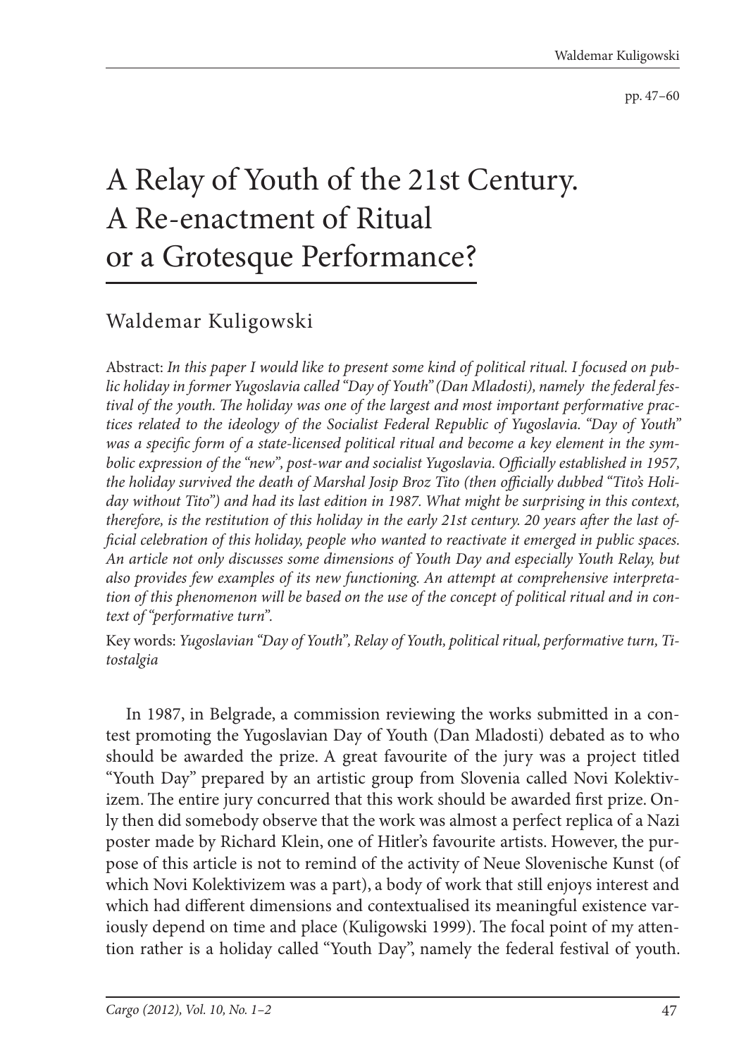# A Relay of Youth of the 21st Century. A Re-enactment of Ritual or a Grotesque Performance?

## Waldemar Kuligowski

Abstract: *In this paper I would like to present some kind of political ritual. I focused on public holiday in former Yugoslavia called "Day of Youth" (Dan Mladosti), namely the federal festival of the youth. The holiday was one of the largest and most important performative practices related to the ideology of the Socialist Federal Republic of Yugoslavia. "Day of Youth" was a specific form of a state-licensed political ritual and become a key element in the symbolic expression of the "new", post-war and socialist Yugoslavia. Officially established in 1957, the holiday survived the death of Marshal Josip Broz Tito (then officially dubbed "Tito's Holiday without Tito") and had its last edition in 1987. What might be surprising in this context, therefore, is the restitution of this holiday in the early 21st century. 20 years after the last official celebration of this holiday, people who wanted to reactivate it emerged in public spaces. An article not only discusses some dimensions of Youth Day and especially Youth Relay, but also provides few examples of its new functioning. An attempt at comprehensive interpretation of this phenomenon will be based on the use of the concept of political ritual and in context of "performative turn".*

Key words: *Yugoslavian "Day of Youth", Relay of Youth, political ritual, performative turn, Titostalgia*

In 1987, in Belgrade, a commission reviewing the works submitted in a contest promoting the Yugoslavian Day of Youth (Dan Mladosti) debated as to who should be awarded the prize. A great favourite of the jury was a project titled "Youth Day" prepared by an artistic group from Slovenia called Novi Kolektivizem. The entire jury concurred that this work should be awarded first prize. Only then did somebody observe that the work was almost a perfect replica of a Nazi poster made by Richard Klein, one of Hitler's favourite artists. However, the purpose of this article is not to remind of the activity of Neue Slovenische Kunst (of which Novi Kolektivizem was a part), a body of work that still enjoys interest and which had different dimensions and contextualised its meaningful existence variously depend on time and place (Kuligowski 1999). The focal point of my attention rather is a holiday called "Youth Day", namely the federal festival of youth.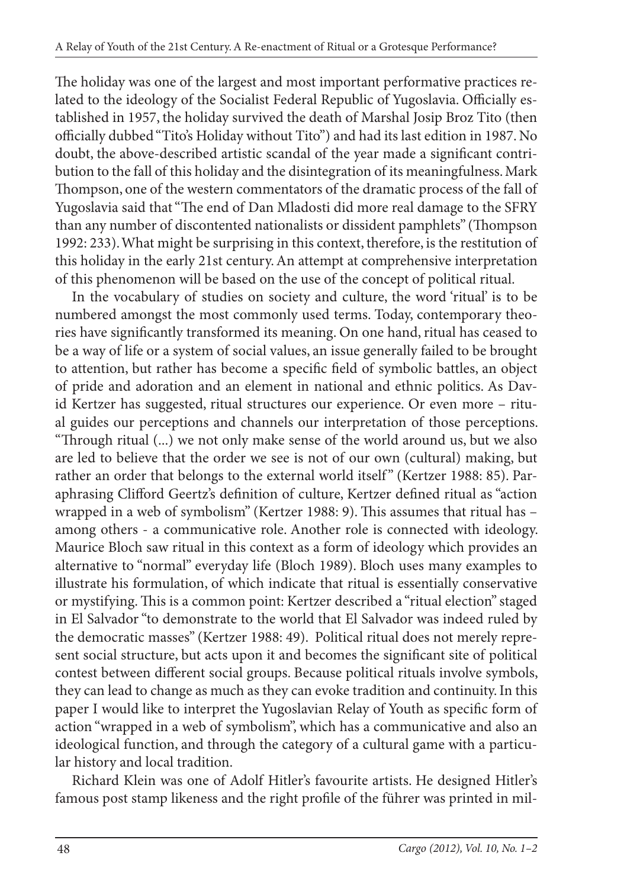The holiday was one of the largest and most important performative practices related to the ideology of the Socialist Federal Republic of Yugoslavia. Officially established in 1957, the holiday survived the death of Marshal Josip Broz Tito (then officially dubbed "Tito's Holiday without Tito") and had its last edition in 1987. No doubt, the above-described artistic scandal of the year made a significant contribution to the fall of this holiday and the disintegration of its meaningfulness. Mark Thompson, one of the western commentators of the dramatic process of the fall of Yugoslavia said that "The end of Dan Mladosti did more real damage to the SFRY than any number of discontented nationalists or dissident pamphlets" (Thompson 1992: 233). What might be surprising in this context, therefore, is the restitution of this holiday in the early 21st century. An attempt at comprehensive interpretation of this phenomenon will be based on the use of the concept of political ritual.

In the vocabulary of studies on society and culture, the word 'ritual' is to be numbered amongst the most commonly used terms. Today, contemporary theories have significantly transformed its meaning. On one hand, ritual has ceased to be a way of life or a system of social values, an issue generally failed to be brought to attention, but rather has become a specific field of symbolic battles, an object of pride and adoration and an element in national and ethnic politics. As David Kertzer has suggested, ritual structures our experience. Or even more – ritual guides our perceptions and channels our interpretation of those perceptions. "Through ritual (...) we not only make sense of the world around us, but we also are led to believe that the order we see is not of our own (cultural) making, but rather an order that belongs to the external world itself" (Kertzer 1988: 85). Paraphrasing Clifford Geertz's definition of culture, Kertzer defined ritual as "action wrapped in a web of symbolism" (Kertzer 1988: 9). This assumes that ritual has – among others - a communicative role. Another role is connected with ideology. Maurice Bloch saw ritual in this context as a form of ideology which provides an alternative to "normal" everyday life (Bloch 1989). Bloch uses many examples to illustrate his formulation, of which indicate that ritual is essentially conservative or mystifying. This is a common point: Kertzer described a "ritual election" staged in El Salvador "to demonstrate to the world that El Salvador was indeed ruled by the democratic masses" (Kertzer 1988: 49). Political ritual does not merely represent social structure, but acts upon it and becomes the significant site of political contest between different social groups. Because political rituals involve symbols, they can lead to change as much as they can evoke tradition and continuity. In this paper I would like to interpret the Yugoslavian Relay of Youth as specific form of action "wrapped in a web of symbolism", which has a communicative and also an ideological function, and through the category of a cultural game with a particular history and local tradition.

Richard Klein was one of Adolf Hitler's favourite artists. He designed Hitler's famous post stamp likeness and the right profile of the führer was printed in mil-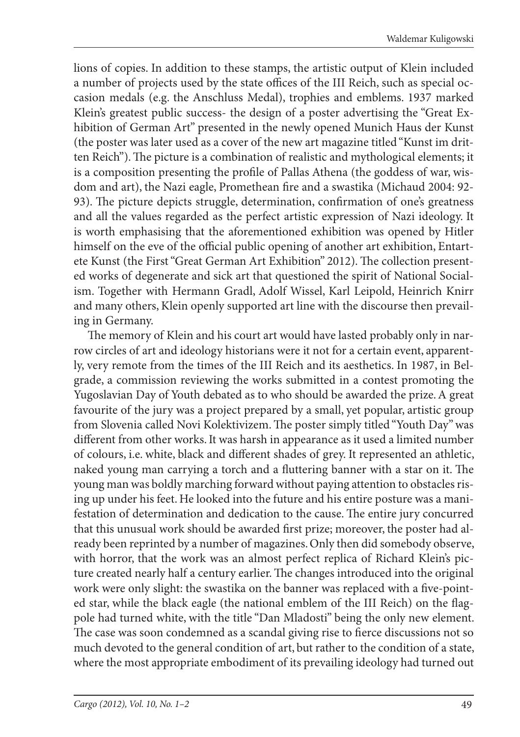lions of copies. In addition to these stamps, the artistic output of Klein included a number of projects used by the state offices of the III Reich, such as special occasion medals (e.g. the Anschluss Medal), trophies and emblems. 1937 marked Klein's greatest public success- the design of a poster advertising the "Great Exhibition of German Art" presented in the newly opened Munich Haus der Kunst (the poster was later used as a cover of the new art magazine titled "Kunst im dritten Reich"). The picture is a combination of realistic and mythological elements; it is a composition presenting the profile of Pallas Athena (the goddess of war, wisdom and art), the Nazi eagle, Promethean fire and a swastika (Michaud 2004: 92-93). The picture depicts struggle, determination, confirmation of one's greatness and all the values regarded as the perfect artistic expression of Nazi ideology. It is worth emphasising that the aforementioned exhibition was opened by Hitler himself on the eve of the official public opening of another art exhibition, Entartete Kunst (the First "Great German Art Exhibition" 2012). The collection presented works of degenerate and sick art that questioned the spirit of National Socialism. Together with Hermann Gradl, Adolf Wissel, Karl Leipold, Heinrich Knirr and many others, Klein openly supported art line with the discourse then prevailing in Germany.

The memory of Klein and his court art would have lasted probably only in narrow circles of art and ideology historians were it not for a certain event, apparently, very remote from the times of the III Reich and its aesthetics. In 1987, in Belgrade, a commission reviewing the works submitted in a contest promoting the Yugoslavian Day of Youth debated as to who should be awarded the prize. A great favourite of the jury was a project prepared by a small, yet popular, artistic group from Slovenia called Novi Kolektivizem. The poster simply titled "Youth Day" was different from other works. It was harsh in appearance as it used a limited number of colours, i.e. white, black and different shades of grey. It represented an athletic, naked young man carrying a torch and a fluttering banner with a star on it. The young man was boldly marching forward without paying attention to obstacles rising up under his feet. He looked into the future and his entire posture was a manifestation of determination and dedication to the cause. The entire jury concurred that this unusual work should be awarded first prize; moreover, the poster had already been reprinted by a number of magazines. Only then did somebody observe, with horror, that the work was an almost perfect replica of Richard Klein's picture created nearly half a century earlier. The changes introduced into the original work were only slight: the swastika on the banner was replaced with a five-pointed star, while the black eagle (the national emblem of the III Reich) on the flagpole had turned white, with the title "Dan Mladosti" being the only new element. The case was soon condemned as a scandal giving rise to fierce discussions not so much devoted to the general condition of art, but rather to the condition of a state, where the most appropriate embodiment of its prevailing ideology had turned out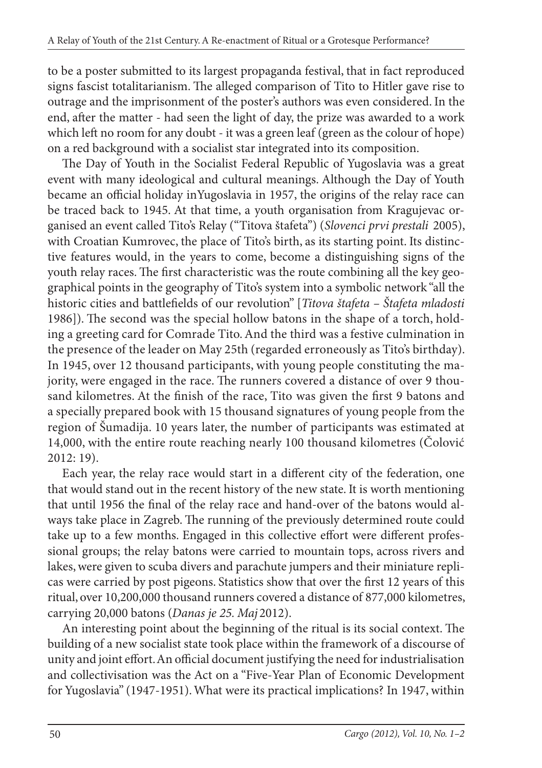to be a poster submitted to its largest propaganda festival, that in fact reproduced signs fascist totalitarianism. The alleged comparison of Tito to Hitler gave rise to outrage and the imprisonment of the poster's authors was even considered. In the end, after the matter - had seen the light of day, the prize was awarded to a work which left no room for any doubt - it was a green leaf (green as the colour of hope) on a red background with a socialist star integrated into its composition.

The Day of Youth in the Socialist Federal Republic of Yugoslavia was a great event with many ideological and cultural meanings. Although the Day of Youth became an official holiday inYugoslavia in 1957, the origins of the relay race can be traced back to 1945. At that time, a youth organisation from Kragujevac organised an event called Tito's Relay ("Titova štafeta") (*Slovenci prvi prestali* 2005), with Croatian Kumrovec, the place of Tito's birth, as its starting point. Its distinctive features would, in the years to come, become a distinguishing signs of the youth relay races. The first characteristic was the route combining all the key geographical points in the geography of Tito's system into a symbolic network "all the historic cities and battlefields of our revolution" [*Titova štafeta – Štafeta mladosti* 1986]). The second was the special hollow batons in the shape of a torch, holding a greeting card for Comrade Tito. And the third was a festive culmination in the presence of the leader on May 25th (regarded erroneously as Tito's birthday). In 1945, over 12 thousand participants, with young people constituting the majority, were engaged in the race. The runners covered a distance of over 9 thousand kilometres. At the finish of the race, Tito was given the first 9 batons and a specially prepared book with 15 thousand signatures of young people from the region of Šumadija. 10 years later, the number of participants was estimated at 14,000, with the entire route reaching nearly 100 thousand kilometres (Čolović 2012: 19).

Each year, the relay race would start in a different city of the federation, one that would stand out in the recent history of the new state. It is worth mentioning that until 1956 the final of the relay race and hand-over of the batons would always take place in Zagreb. The running of the previously determined route could take up to a few months. Engaged in this collective effort were different professional groups; the relay batons were carried to mountain tops, across rivers and lakes, were given to scuba divers and parachute jumpers and their miniature replicas were carried by post pigeons. Statistics show that over the first 12 years of this ritual, over 10,200,000 thousand runners covered a distance of 877,000 kilometres, carrying 20,000 batons (*Danas je 25. Maj* 2012).

An interesting point about the beginning of the ritual is its social context. The building of a new socialist state took place within the framework of a discourse of unity and joint effort. An official document justifying the need for industrialisation and collectivisation was the Act on a "Five-Year Plan of Economic Development for Yugoslavia" (1947-1951). What were its practical implications? In 1947, within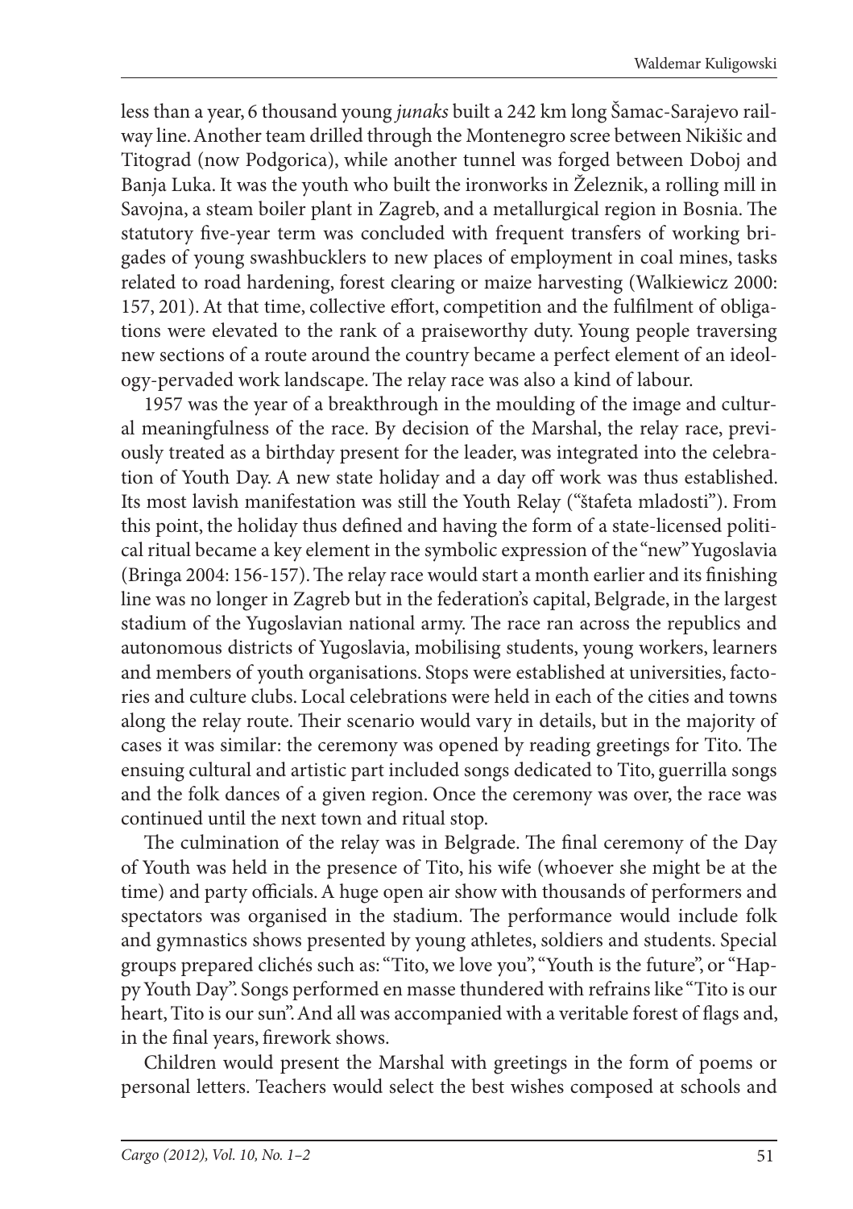less than a year, 6 thousand young *junaks* built a 242 km long Šamac-Sarajevo railway line. Another team drilled through the Montenegro scree between Nikišic and Titograd (now Podgorica), while another tunnel was forged between Doboj and Banja Luka. It was the youth who built the ironworks in Železnik, a rolling mill in Savojna, a steam boiler plant in Zagreb, and a metallurgical region in Bosnia. The statutory five-year term was concluded with frequent transfers of working brigades of young swashbucklers to new places of employment in coal mines, tasks related to road hardening, forest clearing or maize harvesting (Walkiewicz 2000: 157, 201). At that time, collective effort, competition and the fulfilment of obligations were elevated to the rank of a praiseworthy duty. Young people traversing new sections of a route around the country became a perfect element of an ideology-pervaded work landscape. The relay race was also a kind of labour.

1957 was the year of a breakthrough in the moulding of the image and cultural meaningfulness of the race. By decision of the Marshal, the relay race, previously treated as a birthday present for the leader, was integrated into the celebration of Youth Day. A new state holiday and a day off work was thus established. Its most lavish manifestation was still the Youth Relay ("štafeta mladosti"). From this point, the holiday thus defined and having the form of a state-licensed political ritual became a key element in the symbolic expression of the "new" Yugoslavia (Bringa 2004: 156-157). The relay race would start a month earlier and its finishing line was no longer in Zagreb but in the federation's capital, Belgrade, in the largest stadium of the Yugoslavian national army. The race ran across the republics and autonomous districts of Yugoslavia, mobilising students, young workers, learners and members of youth organisations. Stops were established at universities, factories and culture clubs. Local celebrations were held in each of the cities and towns along the relay route. Their scenario would vary in details, but in the majority of cases it was similar: the ceremony was opened by reading greetings for Tito. The ensuing cultural and artistic part included songs dedicated to Tito, guerrilla songs and the folk dances of a given region. Once the ceremony was over, the race was continued until the next town and ritual stop.

The culmination of the relay was in Belgrade. The final ceremony of the Day of Youth was held in the presence of Tito, his wife (whoever she might be at the time) and party officials. A huge open air show with thousands of performers and spectators was organised in the stadium. The performance would include folk and gymnastics shows presented by young athletes, soldiers and students. Special groups prepared clichés such as: "Tito, we love you", "Youth is the future", or "Happy Youth Day". Songs performed en masse thundered with refrains like "Tito is our heart, Tito is our sun". And all was accompanied with a veritable forest of flags and, in the final years, firework shows.

Children would present the Marshal with greetings in the form of poems or personal letters. Teachers would select the best wishes composed at schools and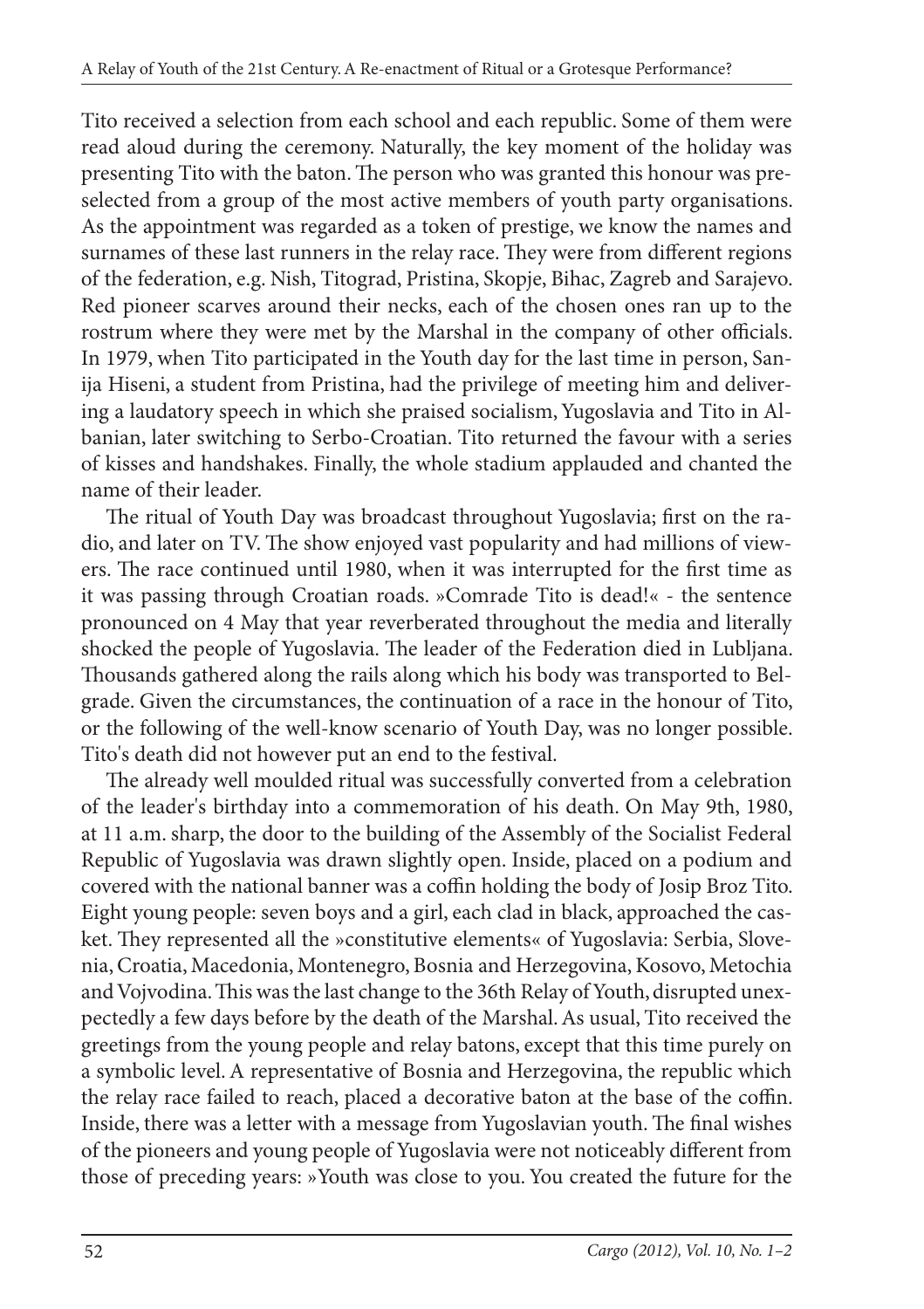Tito received a selection from each school and each republic. Some of them were read aloud during the ceremony. Naturally, the key moment of the holiday was presenting Tito with the baton. The person who was granted this honour was preselected from a group of the most active members of youth party organisations. As the appointment was regarded as a token of prestige, we know the names and surnames of these last runners in the relay race. They were from different regions of the federation, e.g. Nish, Titograd, Pristina, Skopje, Bihac, Zagreb and Sarajevo. Red pioneer scarves around their necks, each of the chosen ones ran up to the rostrum where they were met by the Marshal in the company of other officials. In 1979, when Tito participated in the Youth day for the last time in person, Sanija Hiseni, a student from Pristina, had the privilege of meeting him and delivering a laudatory speech in which she praised socialism, Yugoslavia and Tito in Albanian, later switching to Serbo-Croatian. Tito returned the favour with a series of kisses and handshakes. Finally, the whole stadium applauded and chanted the name of their leader.

The ritual of Youth Day was broadcast throughout Yugoslavia; first on the radio, and later on TV. The show enjoyed vast popularity and had millions of viewers. The race continued until 1980, when it was interrupted for the first time as it was passing through Croatian roads. »Comrade Tito is dead!« - the sentence pronounced on 4 May that year reverberated throughout the media and literally shocked the people of Yugoslavia. The leader of the Federation died in Lubljana. Thousands gathered along the rails along which his body was transported to Belgrade. Given the circumstances, the continuation of a race in the honour of Tito, or the following of the well-know scenario of Youth Day, was no longer possible. Tito's death did not however put an end to the festival.

The already well moulded ritual was successfully converted from a celebration of the leader's birthday into a commemoration of his death. On May 9th, 1980, at 11 a.m. sharp, the door to the building of the Assembly of the Socialist Federal Republic of Yugoslavia was drawn slightly open. Inside, placed on a podium and covered with the national banner was a coffin holding the body of Josip Broz Tito. Eight young people: seven boys and a girl, each clad in black, approached the casket. They represented all the »constitutive elements« of Yugoslavia: Serbia, Slovenia, Croatia, Macedonia, Montenegro, Bosnia and Herzegovina, Kosovo, Metochia and Vojvodina. This was the last change to the 36th Relay of Youth, disrupted unexpectedly a few days before by the death of the Marshal. As usual, Tito received the greetings from the young people and relay batons, except that this time purely on a symbolic level. A representative of Bosnia and Herzegovina, the republic which the relay race failed to reach, placed a decorative baton at the base of the coffin. Inside, there was a letter with a message from Yugoslavian youth. The final wishes of the pioneers and young people of Yugoslavia were not noticeably different from those of preceding years: »Youth was close to you. You created the future for the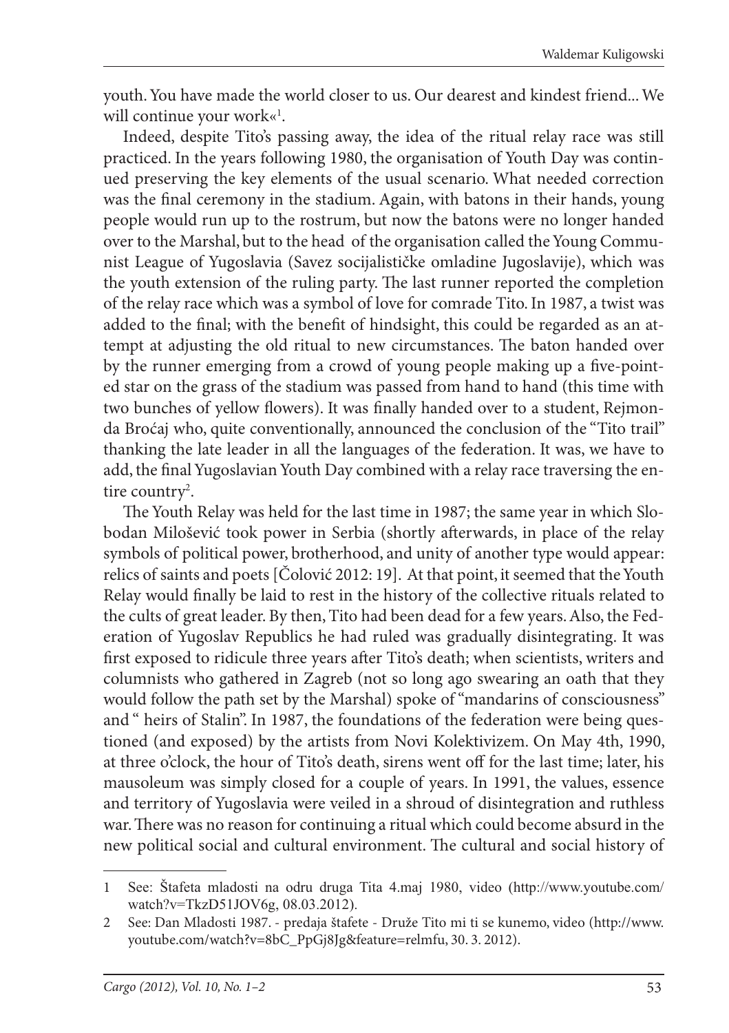youth. You have made the world closer to us. Our dearest and kindest friend... We will continue your work«[1].

Indeed, despite Tito's passing away, the idea of the ritual relay race was still practiced. In the years following 1980, the organisation of Youth Day was continued preserving the key elements of the usual scenario. What needed correction was the final ceremony in the stadium. Again, with batons in their hands, young people would run up to the rostrum, but now the batons were no longer handed over to the Marshal, but to the head of the organisation called the Young Communist League of Yugoslavia (Savez socijalističke omladine Jugoslavije), which was the youth extension of the ruling party. The last runner reported the completion of the relay race which was a symbol of love for comrade Tito. In 1987, a twist was added to the final; with the benefit of hindsight, this could be regarded as an attempt at adjusting the old ritual to new circumstances. The baton handed over by the runner emerging from a crowd of young people making up a five-pointed star on the grass of the stadium was passed from hand to hand (this time with two bunches of yellow flowers). It was finally handed over to a student, Rejmonda Broćaj who, quite conventionally, announced the conclusion of the "Tito trail" thanking the late leader in all the languages of the federation. It was, we have to add, the final Yugoslavian Youth Day combined with a relay race traversing the entire country[2].

The Youth Relay was held for the last time in 1987; the same year in which Slobodan Milošević took power in Serbia (shortly afterwards, in place of the relay symbols of political power, brotherhood, and unity of another type would appear: relics of saints and poets [Čolović 2012: 19]. At that point, it seemed that the Youth Relay would finally be laid to rest in the history of the collective rituals related to the cults of great leader. By then, Tito had been dead for a few years. Also, the Federation of Yugoslav Republics he had ruled was gradually disintegrating. It was first exposed to ridicule three years after Tito's death; when scientists, writers and columnists who gathered in Zagreb (not so long ago swearing an oath that they would follow the path set by the Marshal) spoke of "mandarins of consciousness" and " heirs of Stalin". In 1987, the foundations of the federation were being questioned (and exposed) by the artists from Novi Kolektivizem. On May 4th, 1990, at three o'clock, the hour of Tito's death, sirens went off for the last time; later, his mausoleum was simply closed for a couple of years. In 1991, the values, essence and territory of Yugoslavia were veiled in a shroud of disintegration and ruthless war. There was no reason for continuing a ritual which could become absurd in the new political social and cultural environment. The cultural and social history of

---

1 See: Štafeta mladosti na odru druga Tita 4.maj 1980, video (http://www.youtube.com/watch?v=TkzD51JOV6g, 08.03.2012).

2 See: Dan Mladosti 1987. - predaja štafete - Druže Tito mi ti se kunemo, video (http://www.youtube.com/watch?v=8bC_PpGj8Jg&feature=relmfu, 30. 3. 2012).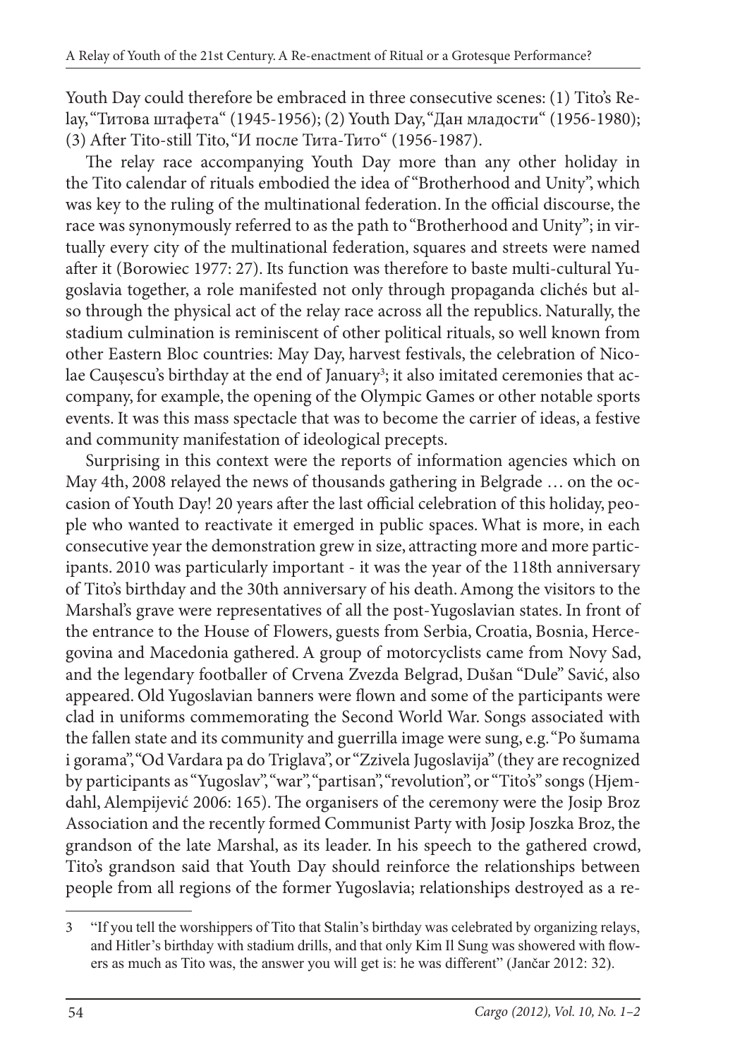Youth Day could therefore be embraced in three consecutive scenes: (1) Tito's Relay, "Титова штафета" (1945-1956); (2) Youth Day, "Дан младости" (1956-1980); (3) After Tito-still Tito, "И после Тита-Тито" (1956-1987).

The relay race accompanying Youth Day more than any other holiday in the Tito calendar of rituals embodied the idea of "Brotherhood and Unity", which was key to the ruling of the multinational federation. In the official discourse, the race was synonymously referred to as the path to "Brotherhood and Unity"; in virtually every city of the multinational federation, squares and streets were named after it (Borowiec 1977: 27). Its function was therefore to baste multi-cultural Yugoslavia together, a role manifested not only through propaganda clichés but also through the physical act of the relay race across all the republics. Naturally, the stadium culmination is reminiscent of other political rituals, so well known from other Eastern Bloc countries: May Day, harvest festivals, the celebration of Nicolae Caușescu's birthday at the end of January[3]; it also imitated ceremonies that accompany, for example, the opening of the Olympic Games or other notable sports events. It was this mass spectacle that was to become the carrier of ideas, a festive and community manifestation of ideological precepts.

Surprising in this context were the reports of information agencies which on May 4th, 2008 relayed the news of thousands gathering in Belgrade … on the occasion of Youth Day! 20 years after the last official celebration of this holiday, people who wanted to reactivate it emerged in public spaces. What is more, in each consecutive year the demonstration grew in size, attracting more and more participants. 2010 was particularly important - it was the year of the 118th anniversary of Tito's birthday and the 30th anniversary of his death. Among the visitors to the Marshal's grave were representatives of all the post-Yugoslavian states. In front of the entrance to the House of Flowers, guests from Serbia, Croatia, Bosnia, Hercegovina and Macedonia gathered. A group of motorcyclists came from Novy Sad, and the legendary footballer of Crvena Zvezda Belgrad, Dušan "Dule" Savić, also appeared. Old Yugoslavian banners were flown and some of the participants were clad in uniforms commemorating the Second World War. Songs associated with the fallen state and its community and guerrilla image were sung, e.g. "Po šumama i gorama", "Od Vardara pa do Triglava", or "Zzivela Jugoslavija" (they are recognized by participants as "Yugoslav", "war", "partisan", "revolution", or "Tito's" songs (Hjemdahl, Alempijević 2006: 165). The organisers of the ceremony were the Josip Broz Association and the recently formed Communist Party with Josip Joszka Broz, the grandson of the late Marshal, as its leader. In his speech to the gathered crowd, Tito's grandson said that Youth Day should reinforce the relationships between people from all regions of the former Yugoslavia; relationships destroyed as a re-

---

3 "If you tell the worshippers of Tito that Stalin's birthday was celebrated by organizing relays, and Hitler's birthday with stadium drills, and that only Kim Il Sung was showered with flowers as much as Tito was, the answer you will get is: he was different" (Jančar 2012: 32).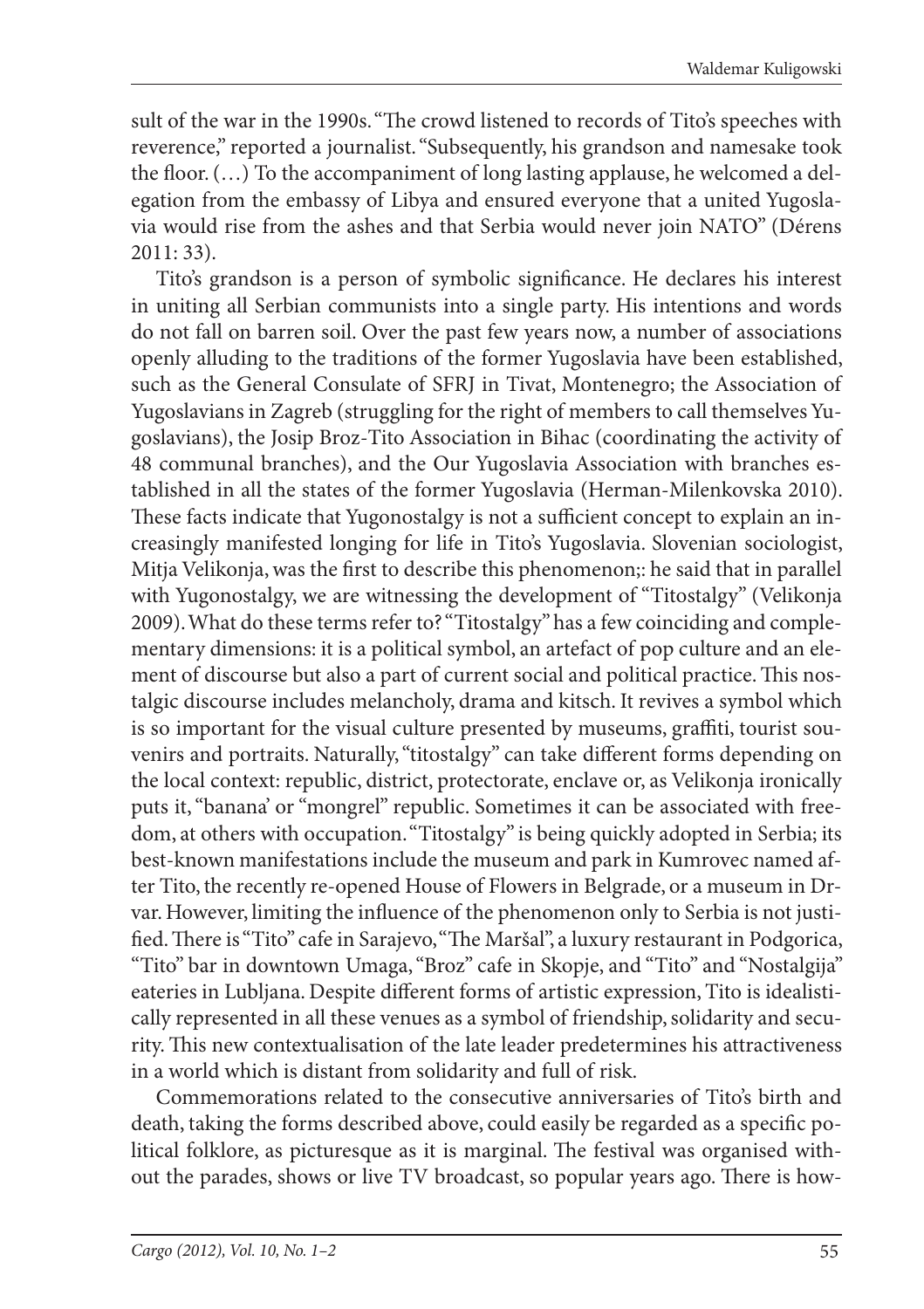sult of the war in the 1990s. "The crowd listened to records of Tito's speeches with reverence," reported a journalist. "Subsequently, his grandson and namesake took the floor. (…) To the accompaniment of long lasting applause, he welcomed a delegation from the embassy of Libya and ensured everyone that a united Yugoslavia would rise from the ashes and that Serbia would never join NATO" (Dérens 2011: 33).

Tito's grandson is a person of symbolic significance. He declares his interest in uniting all Serbian communists into a single party. His intentions and words do not fall on barren soil. Over the past few years now, a number of associations openly alluding to the traditions of the former Yugoslavia have been established, such as the General Consulate of SFRJ in Tivat, Montenegro; the Association of Yugoslavians in Zagreb (struggling for the right of members to call themselves Yugoslavians), the Josip Broz-Tito Association in Bihac (coordinating the activity of 48 communal branches), and the Our Yugoslavia Association with branches established in all the states of the former Yugoslavia (Herman-Milenkovska 2010). These facts indicate that Yugonostalgy is not a sufficient concept to explain an increasingly manifested longing for life in Tito's Yugoslavia. Slovenian sociologist, Mitja Velikonja, was the first to describe this phenomenon;: he said that in parallel with Yugonostalgy, we are witnessing the development of "Titostalgy" (Velikonja 2009). What do these terms refer to? "Titostalgy" has a few coinciding and complementary dimensions: it is a political symbol, an artefact of pop culture and an element of discourse but also a part of current social and political practice. This nostalgic discourse includes melancholy, drama and kitsch. It revives a symbol which is so important for the visual culture presented by museums, graffiti, tourist souvenirs and portraits. Naturally, "titostalgy" can take different forms depending on the local context: republic, district, protectorate, enclave or, as Velikonja ironically puts it, "banana' or "mongrel" republic. Sometimes it can be associated with freedom, at others with occupation. "Titostalgy" is being quickly adopted in Serbia; its best-known manifestations include the museum and park in Kumrovec named after Tito, the recently re-opened House of Flowers in Belgrade, or a museum in Drvar. However, limiting the influence of the phenomenon only to Serbia is not justified. There is "Tito" cafe in Sarajevo, "The Maršal", a luxury restaurant in Podgorica, "Tito" bar in downtown Umaga, "Broz" cafe in Skopje, and "Tito" and "Nostalgija" eateries in Lubljana. Despite different forms of artistic expression, Tito is idealistically represented in all these venues as a symbol of friendship, solidarity and security. This new contextualisation of the late leader predetermines his attractiveness in a world which is distant from solidarity and full of risk.

Commemorations related to the consecutive anniversaries of Tito's birth and death, taking the forms described above, could easily be regarded as a specific political folklore, as picturesque as it is marginal. The festival was organised without the parades, shows or live TV broadcast, so popular years ago. There is how-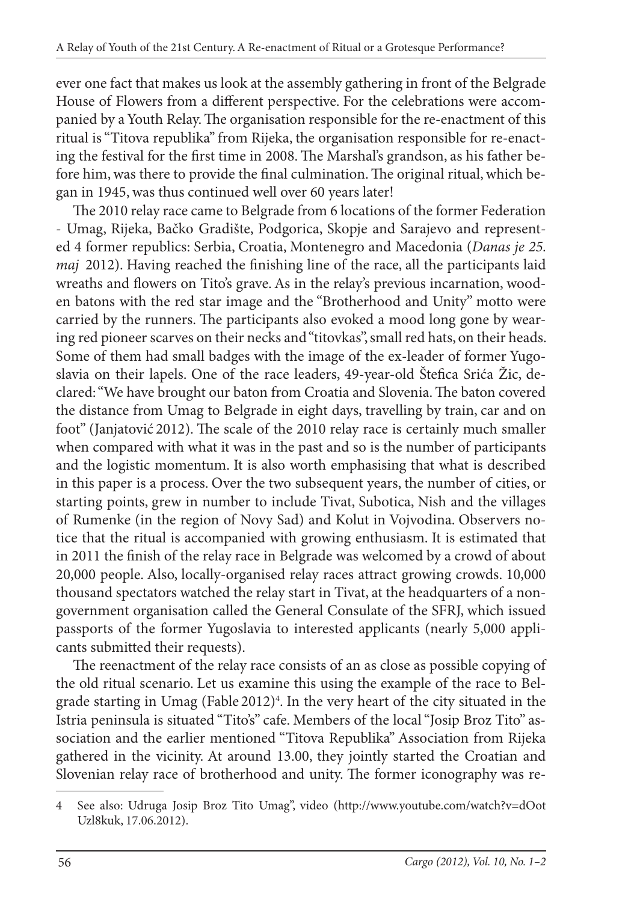ever one fact that makes us look at the assembly gathering in front of the Belgrade House of Flowers from a different perspective. For the celebrations were accompanied by a Youth Relay. The organisation responsible for the re-enactment of this ritual is "Titova republika" from Rijeka, the organisation responsible for re-enacting the festival for the first time in 2008. The Marshal's grandson, as his father before him, was there to provide the final culmination. The original ritual, which began in 1945, was thus continued well over 60 years later!

The 2010 relay race came to Belgrade from 6 locations of the former Federation - Umag, Rijeka, Bačko Gradište, Podgorica, Skopje and Sarajevo and represented 4 former republics: Serbia, Croatia, Montenegro and Macedonia (*Danas je 25. maj* 2012). Having reached the finishing line of the race, all the participants laid wreaths and flowers on Tito's grave. As in the relay's previous incarnation, wooden batons with the red star image and the "Brotherhood and Unity" motto were carried by the runners. The participants also evoked a mood long gone by wearing red pioneer scarves on their necks and "titovkas", small red hats, on their heads. Some of them had small badges with the image of the ex-leader of former Yugoslavia on their lapels. One of the race leaders, 49-year-old Štefica Srića Žic, declared: "We have brought our baton from Croatia and Slovenia. The baton covered the distance from Umag to Belgrade in eight days, travelling by train, car and on foot" (Janjatović 2012). The scale of the 2010 relay race is certainly much smaller when compared with what it was in the past and so is the number of participants and the logistic momentum. It is also worth emphasising that what is described in this paper is a process. Over the two subsequent years, the number of cities, or starting points, grew in number to include Tivat, Subotica, Nish and the villages of Rumenke (in the region of Novy Sad) and Kolut in Vojvodina. Observers notice that the ritual is accompanied with growing enthusiasm. It is estimated that in 2011 the finish of the relay race in Belgrade was welcomed by a crowd of about 20,000 people. Also, locally-organised relay races attract growing crowds. 10,000 thousand spectators watched the relay start in Tivat, at the headquarters of a non-government organisation called the General Consulate of the SFRJ, which issued passports of the former Yugoslavia to interested applicants (nearly 5,000 applicants submitted their requests).

The reenactment of the relay race consists of an as close as possible copying of the old ritual scenario. Let us examine this using the example of the race to Belgrade starting in Umag (Fable 2012)[4]. In the very heart of the city situated in the Istria peninsula is situated "Tito's" cafe. Members of the local "Josip Broz Tito" association and the earlier mentioned "Titova Republika" Association from Rijeka gathered in the vicinity. At around 13.00, they jointly started the Croatian and Slovenian relay race of brotherhood and unity. The former iconography was re-

---

4 See also: Udruga Josip Broz Tito Umag", video (http://www.youtube.com/watch?v=dOot Uzl8kuk, 17.06.2012).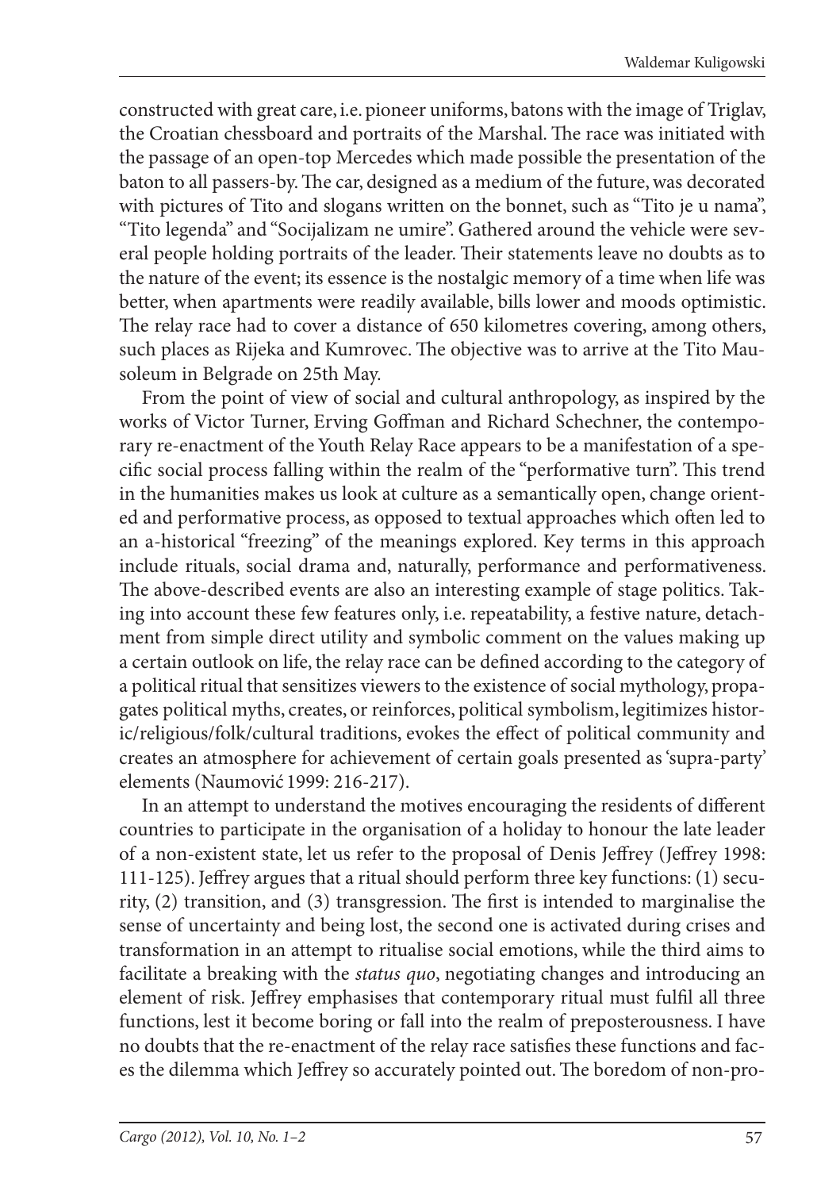constructed with great care, i.e. pioneer uniforms, batons with the image of Triglav, the Croatian chessboard and portraits of the Marshal. The race was initiated with the passage of an open-top Mercedes which made possible the presentation of the baton to all passers-by. The car, designed as a medium of the future, was decorated with pictures of Tito and slogans written on the bonnet, such as "Tito je u nama", "Tito legenda" and "Socijalizam ne umire". Gathered around the vehicle were several people holding portraits of the leader. Their statements leave no doubts as to the nature of the event; its essence is the nostalgic memory of a time when life was better, when apartments were readily available, bills lower and moods optimistic. The relay race had to cover a distance of 650 kilometres covering, among others, such places as Rijeka and Kumrovec. The objective was to arrive at the Tito Mausoleum in Belgrade on 25th May.

From the point of view of social and cultural anthropology, as inspired by the works of Victor Turner, Erving Goffman and Richard Schechner, the contemporary re-enactment of the Youth Relay Race appears to be a manifestation of a specific social process falling within the realm of the "performative turn". This trend in the humanities makes us look at culture as a semantically open, change oriented and performative process, as opposed to textual approaches which often led to an a-historical "freezing" of the meanings explored. Key terms in this approach include rituals, social drama and, naturally, performance and performativeness. The above-described events are also an interesting example of stage politics. Taking into account these few features only, i.e. repeatability, a festive nature, detachment from simple direct utility and symbolic comment on the values making up a certain outlook on life, the relay race can be defined according to the category of a political ritual that sensitizes viewers to the existence of social mythology, propagates political myths, creates, or reinforces, political symbolism, legitimizes historic/religious/folk/cultural traditions, evokes the effect of political community and creates an atmosphere for achievement of certain goals presented as 'supra-party' elements (Naumović 1999: 216-217).

In an attempt to understand the motives encouraging the residents of different countries to participate in the organisation of a holiday to honour the late leader of a non-existent state, let us refer to the proposal of Denis Jeffrey (Jeffrey 1998: 111-125). Jeffrey argues that a ritual should perform three key functions: (1) security, (2) transition, and (3) transgression. The first is intended to marginalise the sense of uncertainty and being lost, the second one is activated during crises and transformation in an attempt to ritualise social emotions, while the third aims to facilitate a breaking with the *status quo*, negotiating changes and introducing an element of risk. Jeffrey emphasises that contemporary ritual must fulfil all three functions, lest it become boring or fall into the realm of preposterousness. I have no doubts that the re-enactment of the relay race satisfies these functions and faces the dilemma which Jeffrey so accurately pointed out. The boredom of non-pro-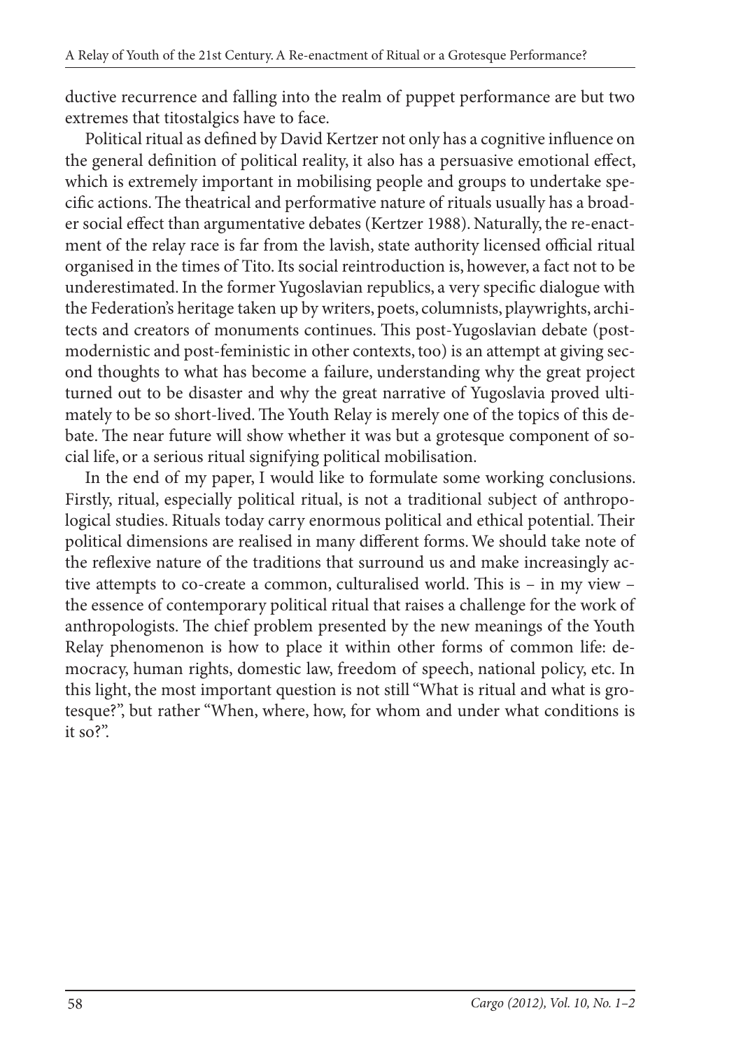ductive recurrence and falling into the realm of puppet performance are but two extremes that titostalgics have to face.

Political ritual as defined by David Kertzer not only has a cognitive influence on the general definition of political reality, it also has a persuasive emotional effect, which is extremely important in mobilising people and groups to undertake specific actions. The theatrical and performative nature of rituals usually has a broader social effect than argumentative debates (Kertzer 1988). Naturally, the re-enactment of the relay race is far from the lavish, state authority licensed official ritual organised in the times of Tito. Its social reintroduction is, however, a fact not to be underestimated. In the former Yugoslavian republics, a very specific dialogue with the Federation's heritage taken up by writers, poets, columnists, playwrights, architects and creators of monuments continues. This post-Yugoslavian debate (postmodernistic and post-feministic in other contexts, too) is an attempt at giving second thoughts to what has become a failure, understanding why the great project turned out to be disaster and why the great narrative of Yugoslavia proved ultimately to be so short-lived. The Youth Relay is merely one of the topics of this debate. The near future will show whether it was but a grotesque component of social life, or a serious ritual signifying political mobilisation.

In the end of my paper, I would like to formulate some working conclusions. Firstly, ritual, especially political ritual, is not a traditional subject of anthropological studies. Rituals today carry enormous political and ethical potential. Their political dimensions are realised in many different forms. We should take note of the reflexive nature of the traditions that surround us and make increasingly active attempts to co-create a common, culturalised world. This is – in my view – the essence of contemporary political ritual that raises a challenge for the work of anthropologists. The chief problem presented by the new meanings of the Youth Relay phenomenon is how to place it within other forms of common life: democracy, human rights, domestic law, freedom of speech, national policy, etc. In this light, the most important question is not still "What is ritual and what is grotesque?", but rather "When, where, how, for whom and under what conditions is it so?".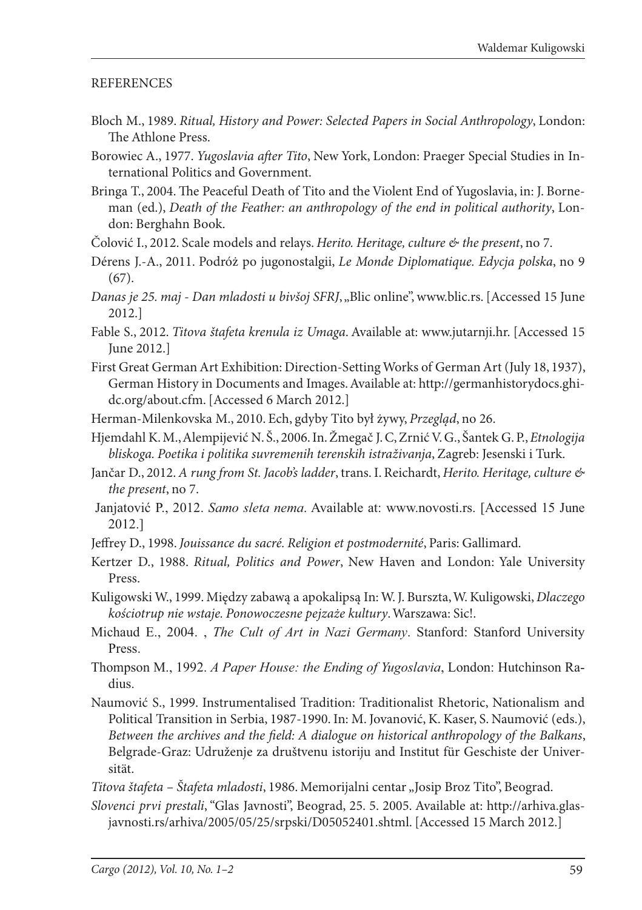## REFERENCES

Bloch M., 1989. *Ritual, History and Power: Selected Papers in Social Anthropology*, London: The Athlone Press.

Borowiec A., 1977. *Yugoslavia after Tito*, New York, London: Praeger Special Studies in International Politics and Government.

Bringa T., 2004. The Peaceful Death of Tito and the Violent End of Yugoslavia, in: J. Borneman (ed.), *Death of the Feather: an anthropology of the end in political authority*, London: Berghahn Book.

Čolović I., 2012. Scale models and relays. *Herito. Heritage, culture & the present*, no 7.

Dérens J.-A., 2011. Podróż po jugonostalgii, *Le Monde Diplomatique. Edycja polska*, no 9 (67).

*Danas je 25. maj - Dan mladosti u bivšoj SFRJ*, „Blic online", www.blic.rs. [Accessed 15 June 2012.]

Fable S., 2012. *Titova štafeta krenula iz Umaga*. Available at: www.jutarnji.hr. [Accessed 15 June 2012.]

First Great German Art Exhibition: Direction-Setting Works of German Art (July 18, 1937), German History in Documents and Images. Available at: http://germanhistorydocs.ghi-dc.org/about.cfm. [Accessed 6 March 2012.]

Herman-Milenkovska M., 2010. Ech, gdyby Tito był żywy, *Przegląd*, no 26.

Hjemdahl K. M., Alempijević N. Š., 2006. In. Žmegač J. C, Zrnić V. G., Šantek G. P., *Etnologija bliskoga. Poetika i politika suvremenih terenskih istraživanja*, Zagreb: Jesenski i Turk.

Jančar D., 2012. *A rung from St. Jacob's ladder*, trans. I. Reichardt, *Herito. Heritage, culture & the present*, no 7.

Janjatović P., 2012. *Samo sleta nema*. Available at: www.novosti.rs. [Accessed 15 June 2012.]

Jeffrey D., 1998. *Jouissance du sacré. Religion et postmodernité*, Paris: Gallimard.

Kertzer D., 1988. *Ritual, Politics and Power*, New Haven and London: Yale University Press.

Kuligowski W., 1999. Między zabawą a apokalipsą In: W. J. Burszta, W. Kuligowski, *Dlaczego kościotrup nie wstaje. Ponowoczesne pejzaże kultury*. Warszawa: Sic!.

Michaud E., 2004. , *The Cult of Art in Nazi Germany*. Stanford: Stanford University Press.

Thompson M., 1992. *A Paper House: the Ending of Yugoslavia*, London: Hutchinson Radius.

Naumović S., 1999. Instrumentalised Tradition: Traditionalist Rhetoric, Nationalism and Political Transition in Serbia, 1987-1990. In: M. Jovanović, K. Kaser, S. Naumović (eds.), *Between the archives and the field: A dialogue on historical anthropology of the Balkans*, Belgrade-Graz: Udruženje za društvenu istoriju and Institut für Geschiste der Universität.

*Titova štafeta – Štafeta mladosti*, 1986. Memorijalni centar „Josip Broz Tito", Beograd.

*Slovenci prvi prestali*, "Glas Javnosti", Beograd, 25. 5. 2005. Available at: http://arhiva.glas-javnosti.rs/arhiva/2005/05/25/srpski/D05052401.shtml. [Accessed 15 March 2012.]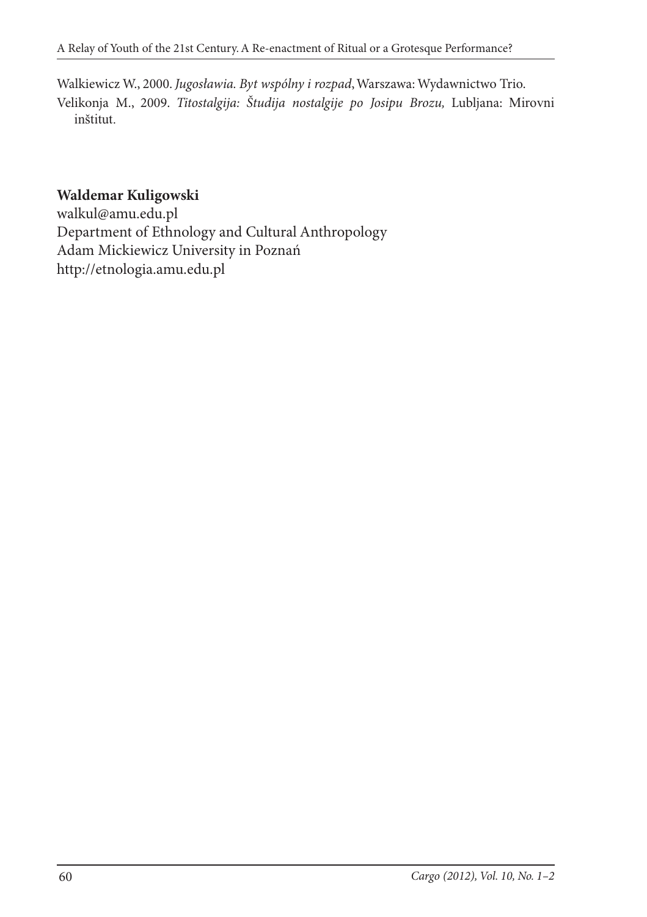Walkiewicz W., 2000. *Jugosławia. Byt wspólny i rozpad*, Warszawa: Wydawnictwo Trio.

Velikonja M., 2009. *Titostalgija: Študija nostalgije po Josipu Brozu,* Lubljana: Mirovni inštitut.

**Waldemar Kuligowski**
walkul@amu.edu.pl
Department of Ethnology and Cultural Anthropology
Adam Mickiewicz University in Poznań
http://etnologia.amu.edu.pl